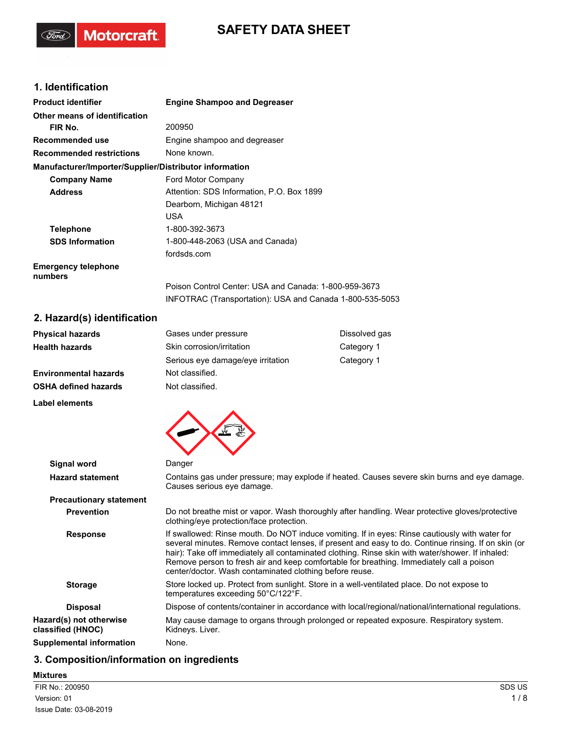# SAFETY DATA SHEET

## 1. Identification

| | |
|---|---|
| **Product identifier** | **Engine Shampoo and Degreaser** |
| **Other means of identification** | |
| **FIR No.** | 200950 |
| **Recommended use** | Engine shampoo and degreaser |
| **Recommended restrictions** | None known. |

**Manufacturer/Importer/Supplier/Distributor information**

| | |
|---|---|
| **Company Name** | Ford Motor Company |
| **Address** | Attention: SDS Information, P.O. Box 1899<br>Dearborn, Michigan 48121<br>USA |
| **Telephone** | 1-800-392-3673 |
| **SDS Information** | 1-800-448-2063 (USA and Canada)<br>fordsds.com |
| **Emergency telephone numbers** | Poison Control Center: USA and Canada: 1-800-959-3673<br>INFOTRAC (Transportation): USA and Canada 1-800-535-5053 |

## 2. Hazard(s) identification

| | | |
|---|---|---|
| **Physical hazards** | Gases under pressure | Dissolved gas |
| **Health hazards** | Skin corrosion/irritation | Category 1 |
| | Serious eye damage/eye irritation | Category 1 |
| **Environmental hazards** | Not classified. | |
| **OSHA defined hazards** | Not classified. | |

**Label elements**

| | |
|---|---|
| **Signal word** | Danger |
| **Hazard statement** | Contains gas under pressure; may explode if heated. Causes severe skin burns and eye damage. Causes serious eye damage. |

**Precautionary statement**

| | |
|---|---|
| **Prevention** | Do not breathe mist or vapor. Wash thoroughly after handling. Wear protective gloves/protective clothing/eye protection/face protection. |
| **Response** | If swallowed: Rinse mouth. Do NOT induce vomiting. If in eyes: Rinse cautiously with water for several minutes. Remove contact lenses, if present and easy to do. Continue rinsing. If on skin (or hair): Take off immediately all contaminated clothing. Rinse skin with water/shower. If inhaled: Remove person to fresh air and keep comfortable for breathing. Immediately call a poison center/doctor. Wash contaminated clothing before reuse. |
| **Storage** | Store locked up. Protect from sunlight. Store in a well-ventilated place. Do not expose to temperatures exceeding 50°C/122°F. |
| **Disposal** | Dispose of contents/container in accordance with local/regional/national/international regulations. |
| **Hazard(s) not otherwise classified (HNOC)** | May cause damage to organs through prolonged or repeated exposure. Respiratory system. Kidneys. Liver. |
| **Supplemental information** | None. |

## 3. Composition/information on ingredients

**Mixtures**

FIR No.: 200950
Version: 01
Issue Date: 03-08-2019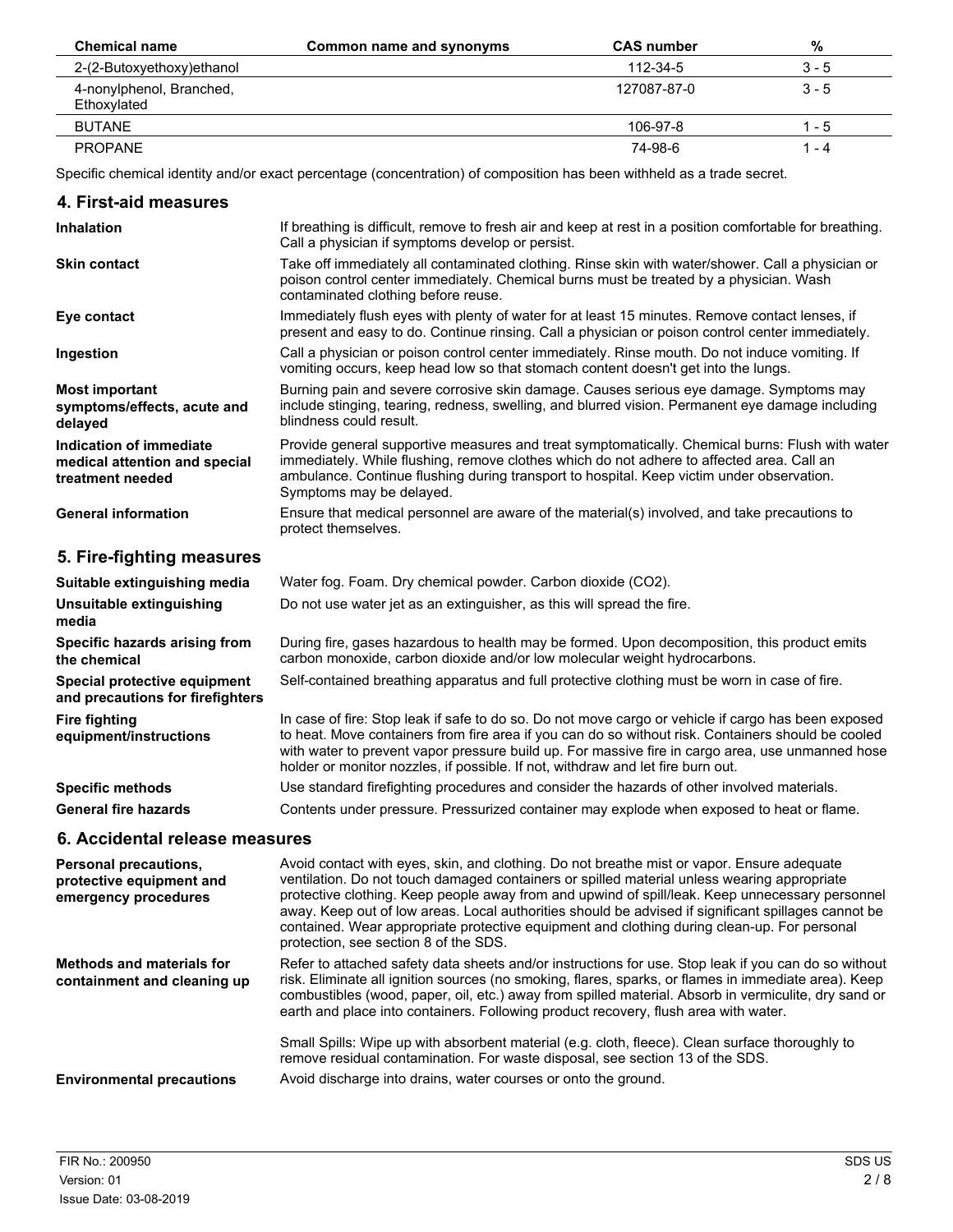| Chemical name | Common name and synonyms | CAS number | % |
| --- | --- | --- | --- |
| 2-(2-Butoxyethoxy)ethanol | | 112-34-5 | 3 - 5 |
| 4-nonylphenol, Branched, Ethoxylated | | 127087-87-0 | 3 - 5 |
| BUTANE | | 106-97-8 | 1 - 5 |
| PROPANE | | 74-98-6 | 1 - 4 |

Specific chemical identity and/or exact percentage (concentration) of composition has been withheld as a trade secret.

## 4. First-aid measures

**Inhalation**
If breathing is difficult, remove to fresh air and keep at rest in a position comfortable for breathing. Call a physician if symptoms develop or persist.

**Skin contact**
Take off immediately all contaminated clothing. Rinse skin with water/shower. Call a physician or poison control center immediately. Chemical burns must be treated by a physician. Wash contaminated clothing before reuse.

**Eye contact**
Immediately flush eyes with plenty of water for at least 15 minutes. Remove contact lenses, if present and easy to do. Continue rinsing. Call a physician or poison control center immediately.

**Ingestion**
Call a physician or poison control center immediately. Rinse mouth. Do not induce vomiting. If vomiting occurs, keep head low so that stomach content doesn't get into the lungs.

**Most important symptoms/effects, acute and delayed**
Burning pain and severe corrosive skin damage. Causes serious eye damage. Symptoms may include stinging, tearing, redness, swelling, and blurred vision. Permanent eye damage including blindness could result.

**Indication of immediate medical attention and special treatment needed**
Provide general supportive measures and treat symptomatically. Chemical burns: Flush with water immediately. While flushing, remove clothes which do not adhere to affected area. Call an ambulance. Continue flushing during transport to hospital. Keep victim under observation. Symptoms may be delayed.

**General information**
Ensure that medical personnel are aware of the material(s) involved, and take precautions to protect themselves.

## 5. Fire-fighting measures

**Suitable extinguishing media**
Water fog. Foam. Dry chemical powder. Carbon dioxide ($CO_2$).

**Unsuitable extinguishing media**
Do not use water jet as an extinguisher, as this will spread the fire.

**Specific hazards arising from the chemical**
During fire, gases hazardous to health may be formed. Upon decomposition, this product emits carbon monoxide, carbon dioxide and/or low molecular weight hydrocarbons.

**Special protective equipment and precautions for firefighters**
Self-contained breathing apparatus and full protective clothing must be worn in case of fire.

**Fire fighting equipment/instructions**
In case of fire: Stop leak if safe to do so. Do not move cargo or vehicle if cargo has been exposed to heat. Move containers from fire area if you can do so without risk. Containers should be cooled with water to prevent vapor pressure build up. For massive fire in cargo area, use unmanned hose holder or monitor nozzles, if possible. If not, withdraw and let fire burn out.

**Specific methods**
Use standard firefighting procedures and consider the hazards of other involved materials.

**General fire hazards**
Contents under pressure. Pressurized container may explode when exposed to heat or flame.

## 6. Accidental release measures

**Personal precautions, protective equipment and emergency procedures**
Avoid contact with eyes, skin, and clothing. Do not breathe mist or vapor. Ensure adequate ventilation. Do not touch damaged containers or spilled material unless wearing appropriate protective clothing. Keep people away from and upwind of spill/leak. Keep unnecessary personnel away. Keep out of low areas. Local authorities should be advised if significant spillages cannot be contained. Wear appropriate protective equipment and clothing during clean-up. For personal protection, see section 8 of the SDS.

**Methods and materials for containment and cleaning up**
Refer to attached safety data sheets and/or instructions for use. Stop leak if you can do so without risk. Eliminate all ignition sources (no smoking, flares, sparks, or flames in immediate area). Keep combustibles (wood, paper, oil, etc.) away from spilled material. Absorb in vermiculite, dry sand or earth and place into containers. Following product recovery, flush area with water.

Small Spills: Wipe up with absorbent material (e.g. cloth, fleece). Clean surface thoroughly to remove residual contamination. For waste disposal, see section 13 of the SDS.

**Environmental precautions**
Avoid discharge into drains, water courses or onto the ground.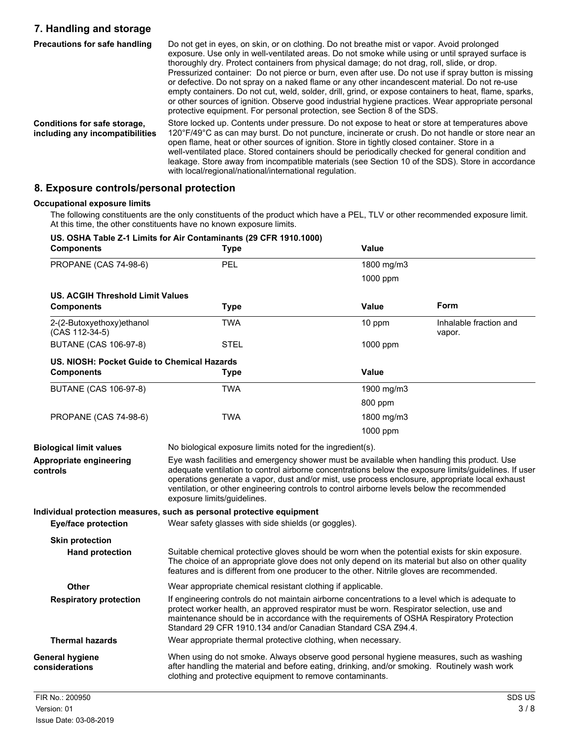## 7. Handling and storage

**Precautions for safe handling**

Do not get in eyes, on skin, or on clothing. Do not breathe mist or vapor. Avoid prolonged exposure. Use only in well-ventilated areas. Do not smoke while using or until sprayed surface is thoroughly dry. Protect containers from physical damage; do not drag, roll, slide, or drop. Pressurized container: Do not pierce or burn, even after use. Do not use if spray button is missing or defective. Do not spray on a naked flame or any other incandescent material. Do not re-use empty containers. Do not cut, weld, solder, drill, grind, or expose containers to heat, flame, sparks, or other sources of ignition. Observe good industrial hygiene practices. Wear appropriate personal protective equipment. For personal protection, see Section 8 of the SDS.

**Conditions for safe storage, including any incompatibilities**

Store locked up. Contents under pressure. Do not expose to heat or store at temperatures above 120°F/49°C as can may burst. Do not puncture, incinerate or crush. Do not handle or store near an open flame, heat or other sources of ignition. Store in tightly closed container. Store in a well-ventilated place. Stored containers should be periodically checked for general condition and leakage. Store away from incompatible materials (see Section 10 of the SDS). Store in accordance with local/regional/national/international regulation.

## 8. Exposure controls/personal protection

### Occupational exposure limits

The following constituents are the only constituents of the product which have a PEL, TLV or other recommended exposure limit. At this time, the other constituents have no known exposure limits.

**US. OSHA Table Z-1 Limits for Air Contaminants (29 CFR 1910.1000)**

| Components | Type | Value |
|---|---|---|
| PROPANE (CAS 74-98-6) | PEL | 1800 mg/m3 |
| | | 1000 ppm |

**US. ACGIH Threshold Limit Values**

| Components | Type | Value | Form |
|---|---|---|---|
| 2-(2-Butoxyethoxy)ethanol (CAS 112-34-5) | TWA | 10 ppm | Inhalable fraction and vapor. |
| BUTANE (CAS 106-97-8) | STEL | 1000 ppm | |

**US. NIOSH: Pocket Guide to Chemical Hazards**

| Components | Type | Value |
|---|---|---|
| BUTANE (CAS 106-97-8) | TWA | 1900 mg/m3 |
| | | 800 ppm |
| PROPANE (CAS 74-98-6) | TWA | 1800 mg/m3 |
| | | 1000 ppm |

**Biological limit values**

No biological exposure limits noted for the ingredient(s).

**Appropriate engineering controls**

Eye wash facilities and emergency shower must be available when handling this product. Use adequate ventilation to control airborne concentrations below the exposure limits/guidelines. If user operations generate a vapor, dust and/or mist, use process enclosure, appropriate local exhaust ventilation, or other engineering controls to control airborne levels below the recommended exposure limits/guidelines.

### Individual protection measures, such as personal protective equipment

**Eye/face protection**

Wear safety glasses with side shields (or goggles).

**Skin protection**

**Hand protection**

Suitable chemical protective gloves should be worn when the potential exists for skin exposure. The choice of an appropriate glove does not only depend on its material but also on other quality features and is different from one producer to the other. Nitrile gloves are recommended.

**Other**

Wear appropriate chemical resistant clothing if applicable.

**Respiratory protection**

If engineering controls do not maintain airborne concentrations to a level which is adequate to protect worker health, an approved respirator must be worn. Respirator selection, use and maintenance should be in accordance with the requirements of OSHA Respiratory Protection Standard 29 CFR 1910.134 and/or Canadian Standard CSA Z94.4.

**Thermal hazards**

Wear appropriate thermal protective clothing, when necessary.

**General hygiene considerations**

When using do not smoke. Always observe good personal hygiene measures, such as washing after handling the material and before eating, drinking, and/or smoking. Routinely wash work clothing and protective equipment to remove contaminants.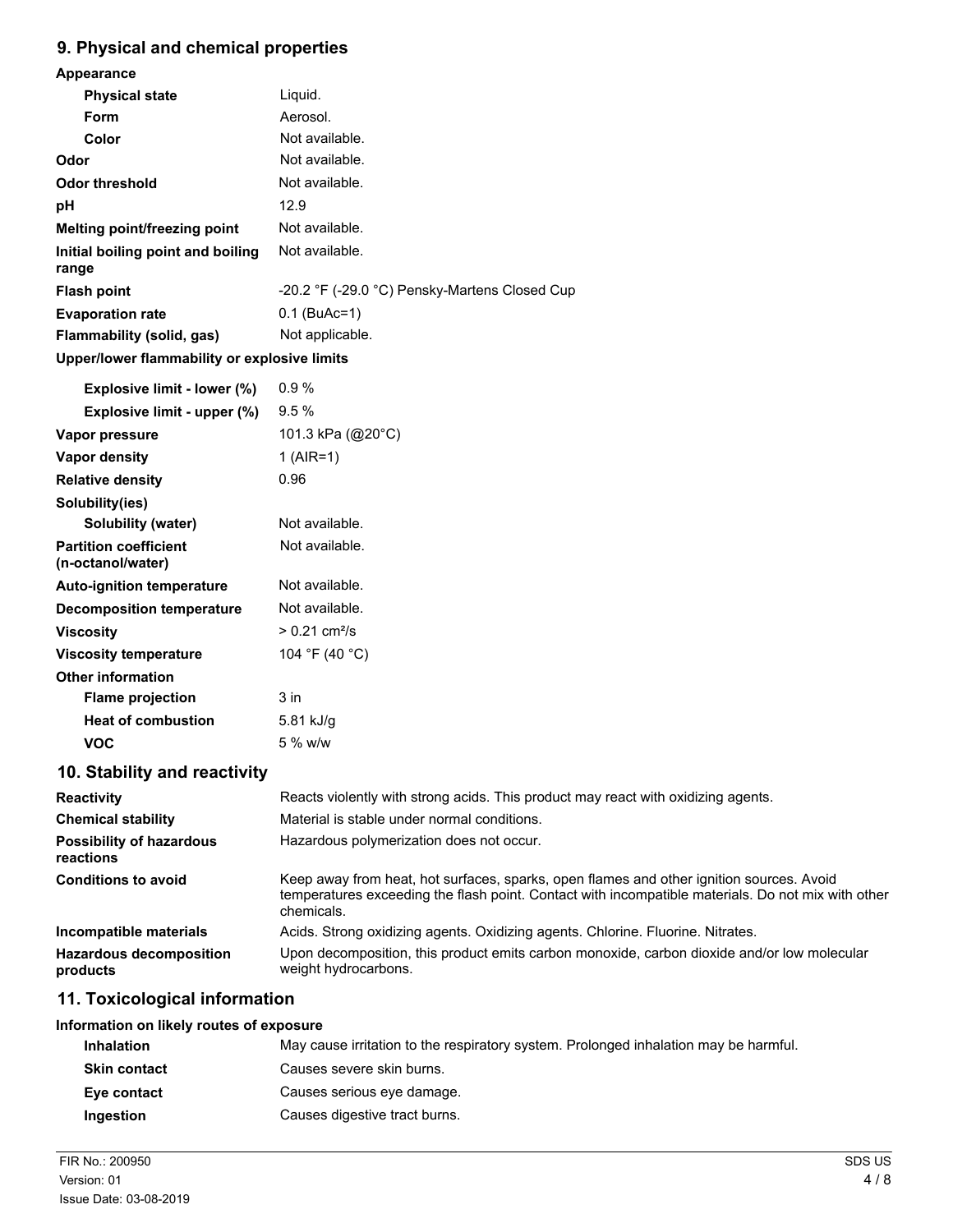## 9. Physical and chemical properties

| | |
|---|---|
| **Appearance** | |
| **Physical state** | Liquid. |
| **Form** | Aerosol. |
| **Color** | Not available. |
| **Odor** | Not available. |
| **Odor threshold** | Not available. |
| **pH** | 12.9 |
| **Melting point/freezing point** | Not available. |
| **Initial boiling point and boiling range** | Not available. |
| **Flash point** | -20.2 °F (-29.0 °C) Pensky-Martens Closed Cup |
| **Evaporation rate** | 0.1 (BuAc=1) |
| **Flammability (solid, gas)** | Not applicable. |
| **Upper/lower flammability or explosive limits** | |
| **Explosive limit - lower (%)** | 0.9 % |
| **Explosive limit - upper (%)** | 9.5 % |
| **Vapor pressure** | 101.3 kPa (@20°C) |
| **Vapor density** | 1 (AIR=1) |
| **Relative density** | 0.96 |
| **Solubility(ies)** | |
| **Solubility (water)** | Not available. |
| **Partition coefficient (n-octanol/water)** | Not available. |
| **Auto-ignition temperature** | Not available. |
| **Decomposition temperature** | Not available. |
| **Viscosity** | > 0.21 $cm^2/s$ |
| **Viscosity temperature** | 104 °F (40 °C) |
| **Other information** | |
| **Flame projection** | 3 in |
| **Heat of combustion** | 5.81 kJ/g |
| **VOC** | 5 % w/w |

## 10. Stability and reactivity

| | |
|---|---|
| **Reactivity** | Reacts violently with strong acids. This product may react with oxidizing agents. |
| **Chemical stability** | Material is stable under normal conditions. |
| **Possibility of hazardous reactions** | Hazardous polymerization does not occur. |
| **Conditions to avoid** | Keep away from heat, hot surfaces, sparks, open flames and other ignition sources. Avoid temperatures exceeding the flash point. Contact with incompatible materials. Do not mix with other chemicals. |
| **Incompatible materials** | Acids. Strong oxidizing agents. Oxidizing agents. Chlorine. Fluorine. Nitrates. |
| **Hazardous decomposition products** | Upon decomposition, this product emits carbon monoxide, carbon dioxide and/or low molecular weight hydrocarbons. |

## 11. Toxicological information

**Information on likely routes of exposure**

| | |
|---|---|
| **Inhalation** | May cause irritation to the respiratory system. Prolonged inhalation may be harmful. |
| **Skin contact** | Causes severe skin burns. |
| **Eye contact** | Causes serious eye damage. |
| **Ingestion** | Causes digestive tract burns. |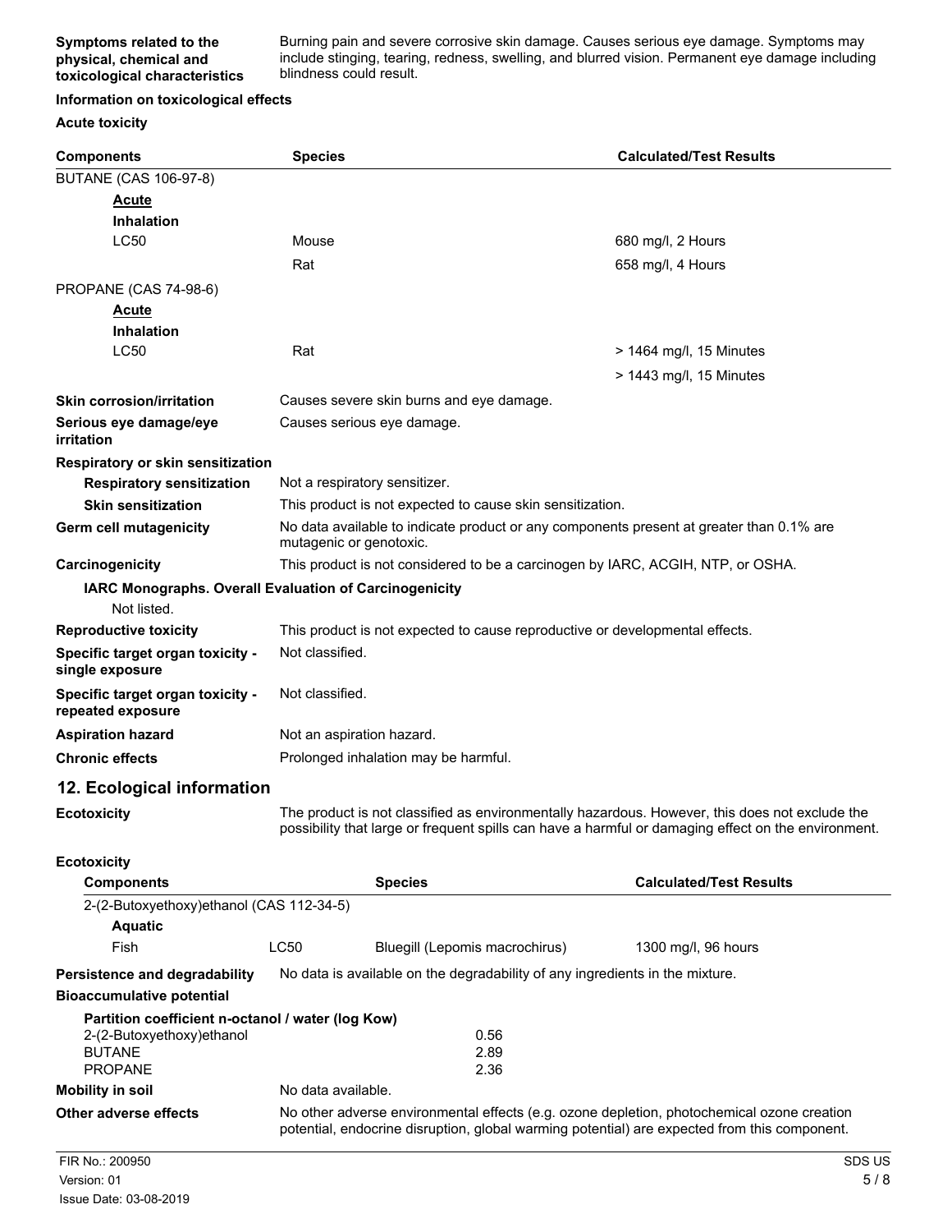**Symptoms related to the physical, chemical and toxicological characteristics**

Burning pain and severe corrosive skin damage. Causes serious eye damage. Symptoms may include stinging, tearing, redness, swelling, and blurred vision. Permanent eye damage including blindness could result.

**Information on toxicological effects**

**Acute toxicity**

| Components | Species | Calculated/Test Results |
|---|---|---|
| BUTANE (CAS 106-97-8) | | |
| **Acute** | | |
| **Inhalation** | | |
| LC50 | Mouse | 680 mg/l, 2 Hours |
| | Rat | 658 mg/l, 4 Hours |
| PROPANE (CAS 74-98-6) | | |
| **Acute** | | |
| **Inhalation** | | |
| LC50 | Rat | > 1464 mg/l, 15 Minutes |
| | | > 1443 mg/l, 15 Minutes |

**Skin corrosion/irritation** Causes severe skin burns and eye damage.

**Serious eye damage/eye irritation** Causes serious eye damage.

**Respiratory or skin sensitization**

**Respiratory sensitization** Not a respiratory sensitizer.

**Skin sensitization** This product is not expected to cause skin sensitization.

**Germ cell mutagenicity** No data available to indicate product or any components present at greater than 0.1% are mutagenic or genotoxic.

**Carcinogenicity** This product is not considered to be a carcinogen by IARC, ACGIH, NTP, or OSHA.

**IARC Monographs. Overall Evaluation of Carcinogenicity**

Not listed.

**Reproductive toxicity** This product is not expected to cause reproductive or developmental effects.

**Specific target organ toxicity - single exposure** Not classified.

**Specific target organ toxicity - repeated exposure** Not classified.

**Aspiration hazard** Not an aspiration hazard.

**Chronic effects** Prolonged inhalation may be harmful.

## 12. Ecological information

**Ecotoxicity** The product is not classified as environmentally hazardous. However, this does not exclude the possibility that large or frequent spills can have a harmful or damaging effect on the environment.

**Ecotoxicity**

| Components | | Species | Calculated/Test Results |
|---|---|---|---|
| 2-(2-Butoxyethoxy)ethanol (CAS 112-34-5) | | | |
| **Aquatic** | | | |
| Fish | LC50 | Bluegill (Lepomis macrochirus) | 1300 mg/l, 96 hours |

**Persistence and degradability** No data is available on the degradability of any ingredients in the mixture.

**Bioaccumulative potential**

**Partition coefficient n-octanol / water (log Kow)**

| | |
|---|---|
| 2-(2-Butoxyethoxy)ethanol | 0.56 |
| BUTANE | 2.89 |
| PROPANE | 2.36 |

**Mobility in soil** No data available.

**Other adverse effects** No other adverse environmental effects (e.g. ozone depletion, photochemical ozone creation potential, endocrine disruption, global warming potential) are expected from this component.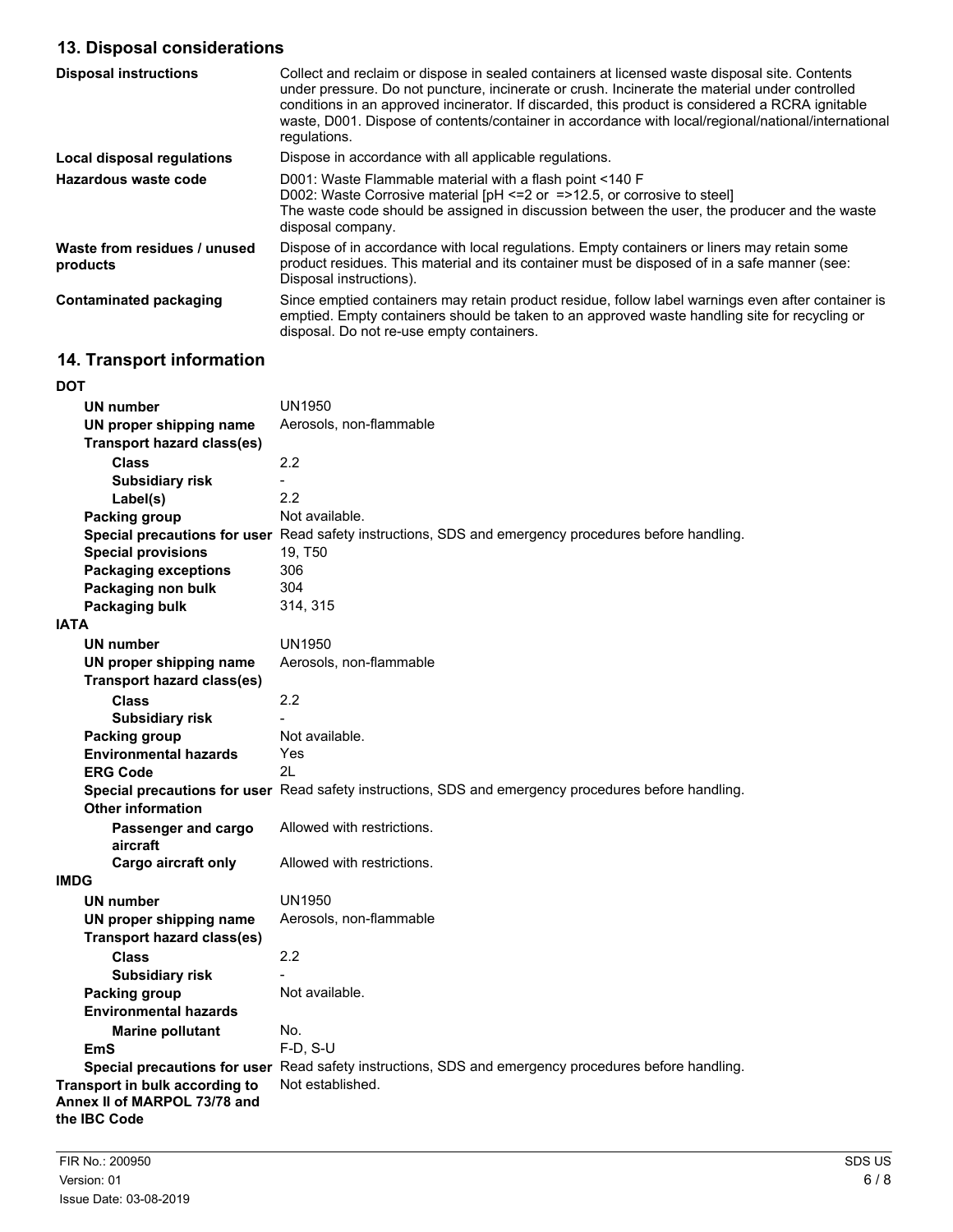## 13. Disposal considerations

| | |
|---|---|
| **Disposal instructions** | Collect and reclaim or dispose in sealed containers at licensed waste disposal site. Contents under pressure. Do not puncture, incinerate or crush. Incinerate the material under controlled conditions in an approved incinerator. If discarded, this product is considered a RCRA ignitable waste, D001. Dispose of contents/container in accordance with local/regional/national/international regulations. |
| **Local disposal regulations** | Dispose in accordance with all applicable regulations. |
| **Hazardous waste code** | D001: Waste Flammable material with a flash point <140 F<br>D002: Waste Corrosive material [pH <=2 or =>12.5, or corrosive to steel]<br>The waste code should be assigned in discussion between the user, the producer and the waste disposal company. |
| **Waste from residues / unused products** | Dispose of in accordance with local regulations. Empty containers or liners may retain some product residues. This material and its container must be disposed of in a safe manner (see: Disposal instructions). |
| **Contaminated packaging** | Since emptied containers may retain product residue, follow label warnings even after container is emptied. Empty containers should be taken to an approved waste handling site for recycling or disposal. Do not re-use empty containers. |

## 14. Transport information

**DOT**

| | |
|---|---|
| **UN number** | UN1950 |
| **UN proper shipping name** | Aerosols, non-flammable |
| **Transport hazard class(es)** | |
| **Class** | 2.2 |
| **Subsidiary risk** | - |
| **Label(s)** | 2.2 |
| **Packing group** | Not available. |
| **Special precautions for user** | Read safety instructions, SDS and emergency procedures before handling. |
| **Special provisions** | 19, T50 |
| **Packaging exceptions** | 306 |
| **Packaging non bulk** | 304 |
| **Packaging bulk** | 314, 315 |

**IATA**

| | |
|---|---|
| **UN number** | UN1950 |
| **UN proper shipping name** | Aerosols, non-flammable |
| **Transport hazard class(es)** | |
| **Class** | 2.2 |
| **Subsidiary risk** | - |
| **Packing group** | Not available. |
| **Environmental hazards** | Yes |
| **ERG Code** | 2L |
| **Special precautions for user** | Read safety instructions, SDS and emergency procedures before handling. |
| **Other information** | |
| **Passenger and cargo aircraft** | Allowed with restrictions. |
| **Cargo aircraft only** | Allowed with restrictions. |

**IMDG**

| | |
|---|---|
| **UN number** | UN1950 |
| **UN proper shipping name** | Aerosols, non-flammable |
| **Transport hazard class(es)** | |
| **Class** | 2.2 |
| **Subsidiary risk** | - |
| **Packing group** | Not available. |
| **Environmental hazards** | |
| **Marine pollutant** | No. |
| **EmS** | F-D, S-U |
| **Special precautions for user** | Read safety instructions, SDS and emergency procedures before handling. |
| **Transport in bulk according to Annex II of MARPOL 73/78 and the IBC Code** | Not established. |

FIR No.: 200950
Version: 01
Issue Date: 03-08-2019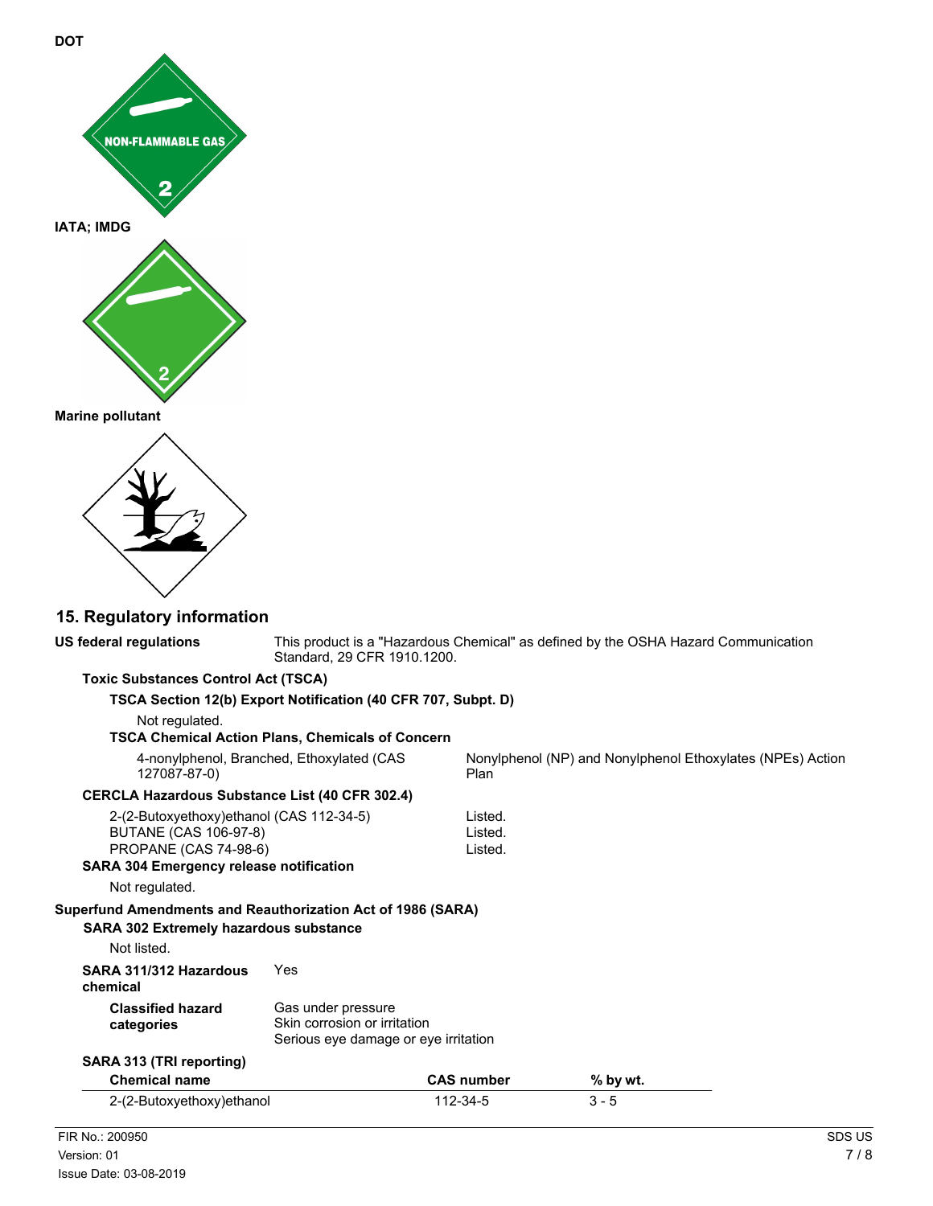**DOT**

**IATA; IMDG**

**Marine pollutant**

## 15. Regulatory information

**US federal regulations** This product is a "Hazardous Chemical" as defined by the OSHA Hazard Communication Standard, 29 CFR 1910.1200.

**Toxic Substances Control Act (TSCA)**

**TSCA Section 12(b) Export Notification (40 CFR 707, Subpt. D)**

Not regulated.

**TSCA Chemical Action Plans, Chemicals of Concern**

| | |
|---|---|
| 4-nonylphenol, Branched, Ethoxylated (CAS 127087-87-0) | Nonylphenol (NP) and Nonylphenol Ethoxylates (NPEs) Action Plan |

**CERCLA Hazardous Substance List (40 CFR 302.4)**

| | |
|---|---|
| 2-(2-Butoxyethoxy)ethanol (CAS 112-34-5) | Listed. |
| BUTANE (CAS 106-97-8) | Listed. |
| PROPANE (CAS 74-98-6) | Listed. |

**SARA 304 Emergency release notification**

Not regulated.

**Superfund Amendments and Reauthorization Act of 1986 (SARA)**

**SARA 302 Extremely hazardous substance**

Not listed.

**SARA 311/312 Hazardous chemical** Yes

**Classified hazard categories**
Gas under pressure
Skin corrosion or irritation
Serious eye damage or eye irritation

**SARA 313 (TRI reporting)**

| Chemical name | CAS number | % by wt. |
|---|---|---|
| 2-(2-Butoxyethoxy)ethanol | 112-34-5 | 3 - 5 |

FIR No.: 200950
Version: 01
Issue Date: 03-08-2019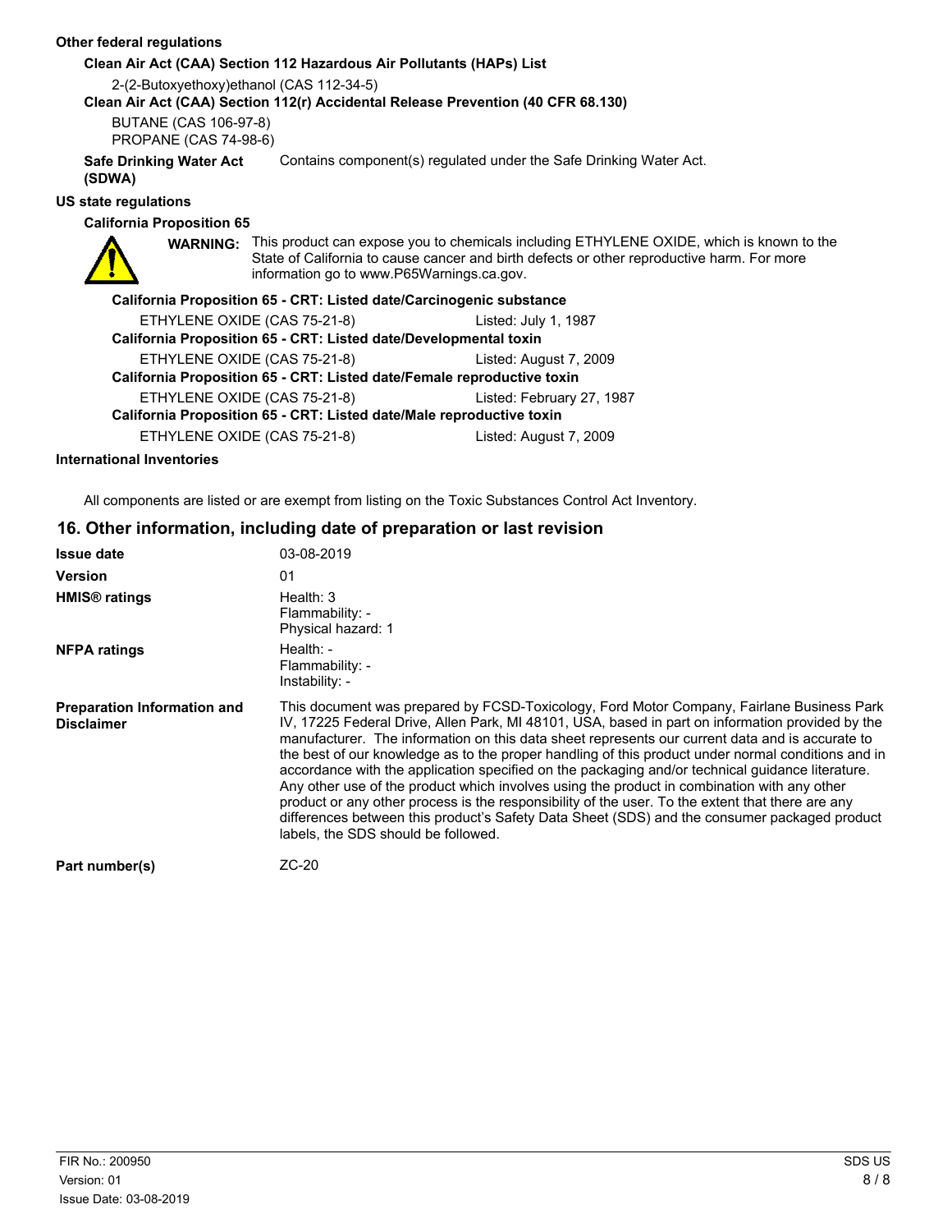**Other federal regulations**

**Clean Air Act (CAA) Section 112 Hazardous Air Pollutants (HAPs) List**

2-(2-Butoxyethoxy)ethanol (CAS 112-34-5)

**Clean Air Act (CAA) Section 112(r) Accidental Release Prevention (40 CFR 68.130)**

BUTANE (CAS 106-97-8)
PROPANE (CAS 74-98-6)

**Safe Drinking Water Act (SDWA)** Contains component(s) regulated under the Safe Drinking Water Act.

**US state regulations**

**California Proposition 65**

**WARNING:** This product can expose you to chemicals including ETHYLENE OXIDE, which is known to the State of California to cause cancer and birth defects or other reproductive harm. For more information go to www.P65Warnings.ca.gov.

**California Proposition 65 - CRT: Listed date/Carcinogenic substance**

| | |
|---|---|
| ETHYLENE OXIDE (CAS 75-21-8) | Listed: July 1, 1987 |

**California Proposition 65 - CRT: Listed date/Developmental toxin**

| | |
|---|---|
| ETHYLENE OXIDE (CAS 75-21-8) | Listed: August 7, 2009 |

**California Proposition 65 - CRT: Listed date/Female reproductive toxin**

| | |
|---|---|
| ETHYLENE OXIDE (CAS 75-21-8) | Listed: February 27, 1987 |

**California Proposition 65 - CRT: Listed date/Male reproductive toxin**

| | |
|---|---|
| ETHYLENE OXIDE (CAS 75-21-8) | Listed: August 7, 2009 |

**International Inventories**

All components are listed or are exempt from listing on the Toxic Substances Control Act Inventory.

## 16. Other information, including date of preparation or last revision

| | |
|---|---|
| **Issue date** | 03-08-2019 |
| **Version** | 01 |
| **HMIS® ratings** | Health: 3<br>Flammability: -<br>Physical hazard: 1 |
| **NFPA ratings** | Health: -<br>Flammability: -<br>Instability: - |
| **Preparation Information and Disclaimer** | This document was prepared by FCSD-Toxicology, Ford Motor Company, Fairlane Business Park IV, 17225 Federal Drive, Allen Park, MI 48101, USA, based in part on information provided by the manufacturer. The information on this data sheet represents our current data and is accurate to the best of our knowledge as to the proper handling of this product under normal conditions and in accordance with the application specified on the packaging and/or technical guidance literature. Any other use of the product which involves using the product in combination with any other product or any other process is the responsibility of the user. To the extent that there are any differences between this product's Safety Data Sheet (SDS) and the consumer packaged product labels, the SDS should be followed. |
| **Part number(s)** | ZC-20 |